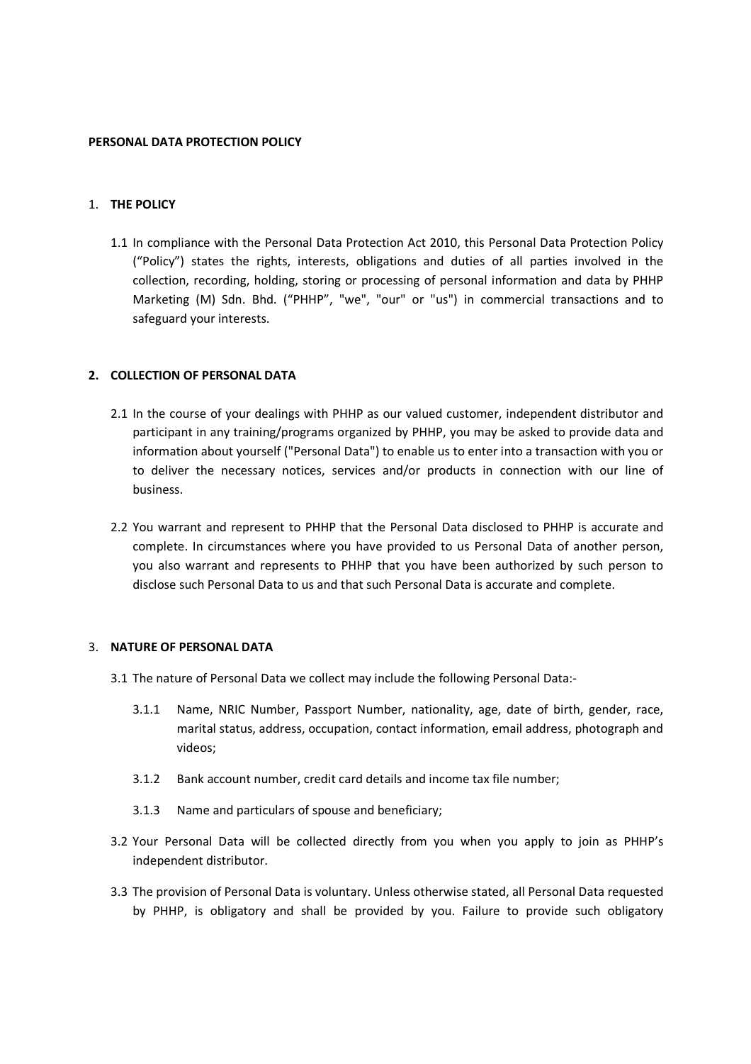**PERSONAL DATA PROTECTION POLICY**

1. **THE POLICY**

1.1 In compliance with the Personal Data Protection Act 2010, this Personal Data Protection Policy ("Policy") states the rights, interests, obligations and duties of all parties involved in the collection, recording, holding, storing or processing of personal information and data by PHHP Marketing (M) Sdn. Bhd. ("PHHP", "we", "our" or "us") in commercial transactions and to safeguard your interests.

**2. COLLECTION OF PERSONAL DATA**

2.1 In the course of your dealings with PHHP as our valued customer, independent distributor and participant in any training/programs organized by PHHP, you may be asked to provide data and information about yourself ("Personal Data") to enable us to enter into a transaction with you or to deliver the necessary notices, services and/or products in connection with our line of business.

2.2 You warrant and represent to PHHP that the Personal Data disclosed to PHHP is accurate and complete. In circumstances where you have provided to us Personal Data of another person, you also warrant and represents to PHHP that you have been authorized by such person to disclose such Personal Data to us and that such Personal Data is accurate and complete.

3. **NATURE OF PERSONAL DATA**

3.1 The nature of Personal Data we collect may include the following Personal Data:-

3.1.1 Name, NRIC Number, Passport Number, nationality, age, date of birth, gender, race, marital status, address, occupation, contact information, email address, photograph and videos;

3.1.2 Bank account number, credit card details and income tax file number;

3.1.3 Name and particulars of spouse and beneficiary;

3.2 Your Personal Data will be collected directly from you when you apply to join as PHHP's independent distributor.

3.3 The provision of Personal Data is voluntary. Unless otherwise stated, all Personal Data requested by PHHP, is obligatory and shall be provided by you. Failure to provide such obligatory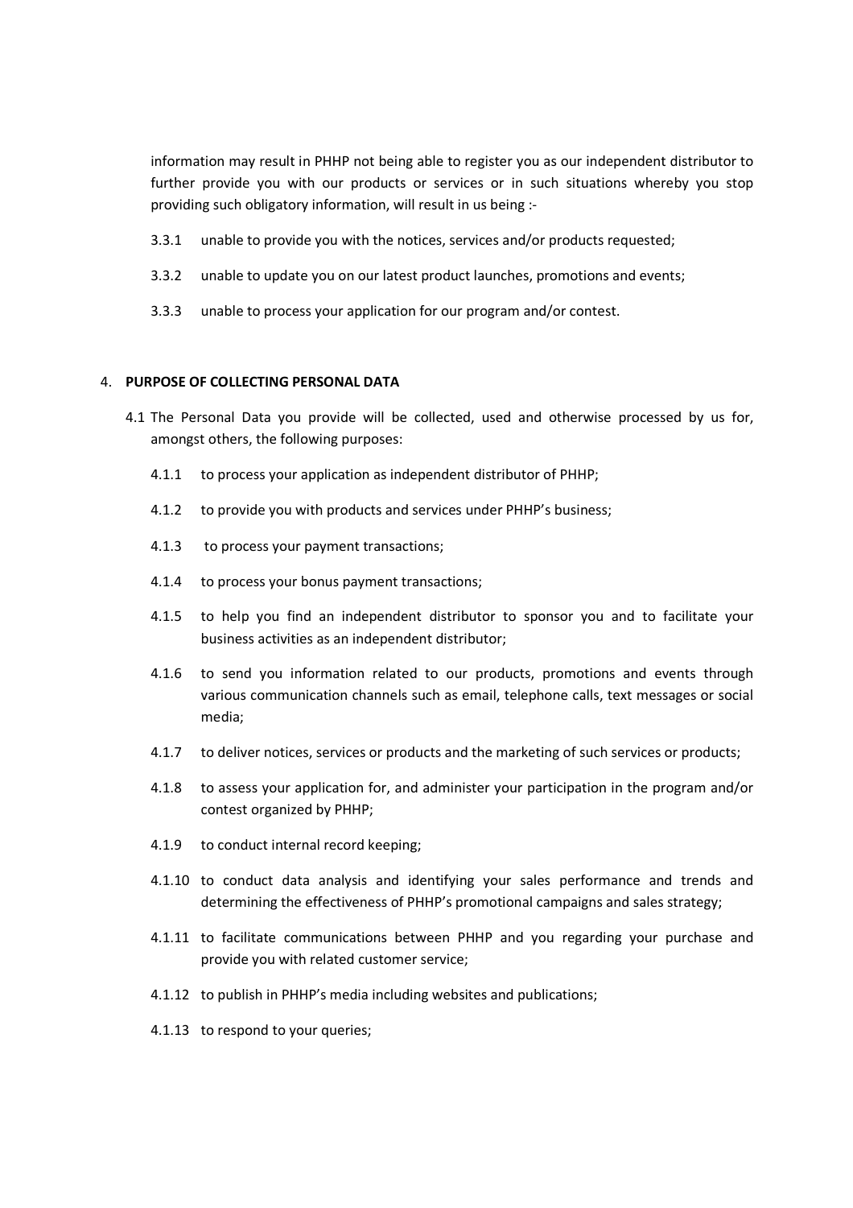information may result in PHHP not being able to register you as our independent distributor to further provide you with our products or services or in such situations whereby you stop providing such obligatory information, will result in us being :-

3.3.1 unable to provide you with the notices, services and/or products requested;

3.3.2 unable to update you on our latest product launches, promotions and events;

3.3.3 unable to process your application for our program and/or contest.

4. **PURPOSE OF COLLECTING PERSONAL DATA**

4.1 The Personal Data you provide will be collected, used and otherwise processed by us for, amongst others, the following purposes:

4.1.1 to process your application as independent distributor of PHHP;

4.1.2 to provide you with products and services under PHHP's business;

4.1.3 to process your payment transactions;

4.1.4 to process your bonus payment transactions;

4.1.5 to help you find an independent distributor to sponsor you and to facilitate your business activities as an independent distributor;

4.1.6 to send you information related to our products, promotions and events through various communication channels such as email, telephone calls, text messages or social media;

4.1.7 to deliver notices, services or products and the marketing of such services or products;

4.1.8 to assess your application for, and administer your participation in the program and/or contest organized by PHHP;

4.1.9 to conduct internal record keeping;

4.1.10 to conduct data analysis and identifying your sales performance and trends and determining the effectiveness of PHHP's promotional campaigns and sales strategy;

4.1.11 to facilitate communications between PHHP and you regarding your purchase and provide you with related customer service;

4.1.12 to publish in PHHP's media including websites and publications;

4.1.13 to respond to your queries;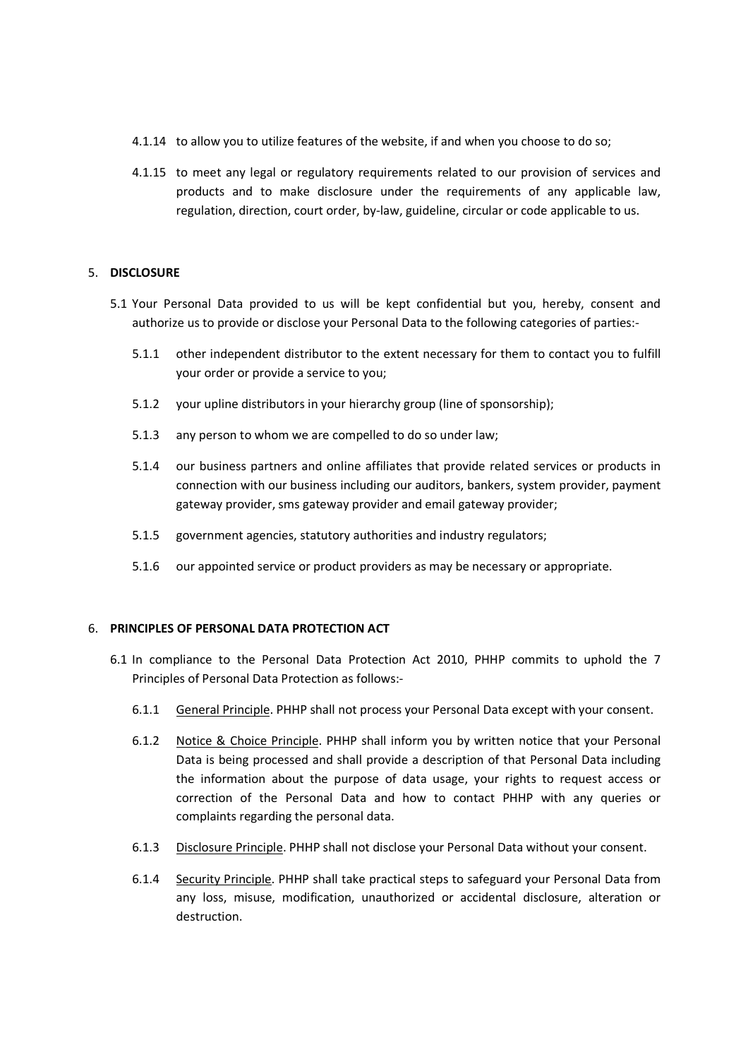4.1.14 to allow you to utilize features of the website, if and when you choose to do so;

4.1.15 to meet any legal or regulatory requirements related to our provision of services and products and to make disclosure under the requirements of any applicable law, regulation, direction, court order, by-law, guideline, circular or code applicable to us.

## 5. DISCLOSURE

5.1 Your Personal Data provided to us will be kept confidential but you, hereby, consent and authorize us to provide or disclose your Personal Data to the following categories of parties:-

5.1.1 other independent distributor to the extent necessary for them to contact you to fulfill your order or provide a service to you;

5.1.2 your upline distributors in your hierarchy group (line of sponsorship);

5.1.3 any person to whom we are compelled to do so under law;

5.1.4 our business partners and online affiliates that provide related services or products in connection with our business including our auditors, bankers, system provider, payment gateway provider, sms gateway provider and email gateway provider;

5.1.5 government agencies, statutory authorities and industry regulators;

5.1.6 our appointed service or product providers as may be necessary or appropriate.

## 6. PRINCIPLES OF PERSONAL DATA PROTECTION ACT

6.1 In compliance to the Personal Data Protection Act 2010, PHHP commits to uphold the 7 Principles of Personal Data Protection as follows:-

6.1.1 General Principle. PHHP shall not process your Personal Data except with your consent.

6.1.2 Notice & Choice Principle. PHHP shall inform you by written notice that your Personal Data is being processed and shall provide a description of that Personal Data including the information about the purpose of data usage, your rights to request access or correction of the Personal Data and how to contact PHHP with any queries or complaints regarding the personal data.

6.1.3 Disclosure Principle. PHHP shall not disclose your Personal Data without your consent.

6.1.4 Security Principle. PHHP shall take practical steps to safeguard your Personal Data from any loss, misuse, modification, unauthorized or accidental disclosure, alteration or destruction.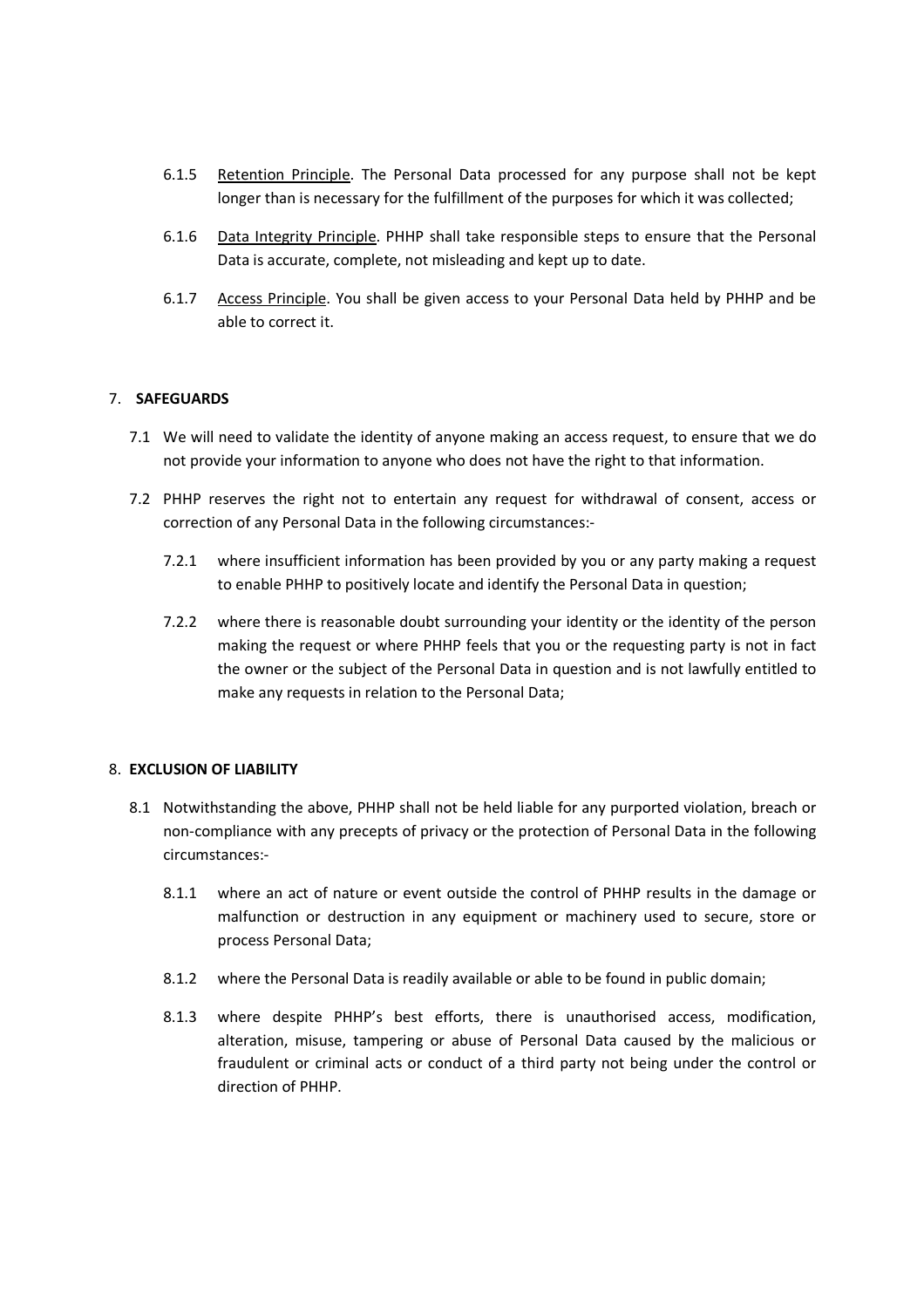6.1.5 Retention Principle. The Personal Data processed for any purpose shall not be kept longer than is necessary for the fulfillment of the purposes for which it was collected;

6.1.6 Data Integrity Principle. PHHP shall take responsible steps to ensure that the Personal Data is accurate, complete, not misleading and kept up to date.

6.1.7 Access Principle. You shall be given access to your Personal Data held by PHHP and be able to correct it.

## 7. SAFEGUARDS

7.1 We will need to validate the identity of anyone making an access request, to ensure that we do not provide your information to anyone who does not have the right to that information.

7.2 PHHP reserves the right not to entertain any request for withdrawal of consent, access or correction of any Personal Data in the following circumstances:-

7.2.1 where insufficient information has been provided by you or any party making a request to enable PHHP to positively locate and identify the Personal Data in question;

7.2.2 where there is reasonable doubt surrounding your identity or the identity of the person making the request or where PHHP feels that you or the requesting party is not in fact the owner or the subject of the Personal Data in question and is not lawfully entitled to make any requests in relation to the Personal Data;

## 8. EXCLUSION OF LIABILITY

8.1 Notwithstanding the above, PHHP shall not be held liable for any purported violation, breach or non-compliance with any precepts of privacy or the protection of Personal Data in the following circumstances:-

8.1.1 where an act of nature or event outside the control of PHHP results in the damage or malfunction or destruction in any equipment or machinery used to secure, store or process Personal Data;

8.1.2 where the Personal Data is readily available or able to be found in public domain;

8.1.3 where despite PHHP's best efforts, there is unauthorised access, modification, alteration, misuse, tampering or abuse of Personal Data caused by the malicious or fraudulent or criminal acts or conduct of a third party not being under the control or direction of PHHP.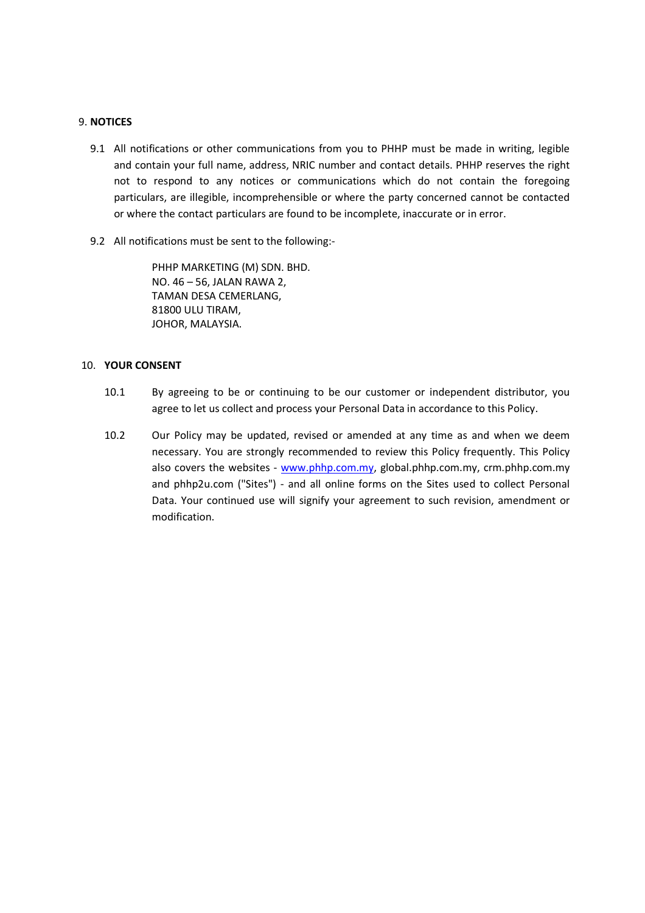## 9. **NOTICES**

9.1 All notifications or other communications from you to PHHP must be made in writing, legible and contain your full name, address, NRIC number and contact details. PHHP reserves the right not to respond to any notices or communications which do not contain the foregoing particulars, are illegible, incomprehensible or where the party concerned cannot be contacted or where the contact particulars are found to be incomplete, inaccurate or in error.

9.2 All notifications must be sent to the following:-

> PHHP MARKETING (M) SDN. BHD.
> NO. 46 – 56, JALAN RAWA 2,
> TAMAN DESA CEMERLANG,
> 81800 ULU TIRAM,
> JOHOR, MALAYSIA.

## 10. **YOUR CONSENT**

10.1 By agreeing to be or continuing to be our customer or independent distributor, you agree to let us collect and process your Personal Data in accordance to this Policy.

10.2 Our Policy may be updated, revised or amended at any time as and when we deem necessary. You are strongly recommended to review this Policy frequently. This Policy also covers the websites - [www.phhp.com.my](http://www.phhp.com.my), global.phhp.com.my, crm.phhp.com.my and phhp2u.com ("Sites") - and all online forms on the Sites used to collect Personal Data. Your continued use will signify your agreement to such revision, amendment or modification.